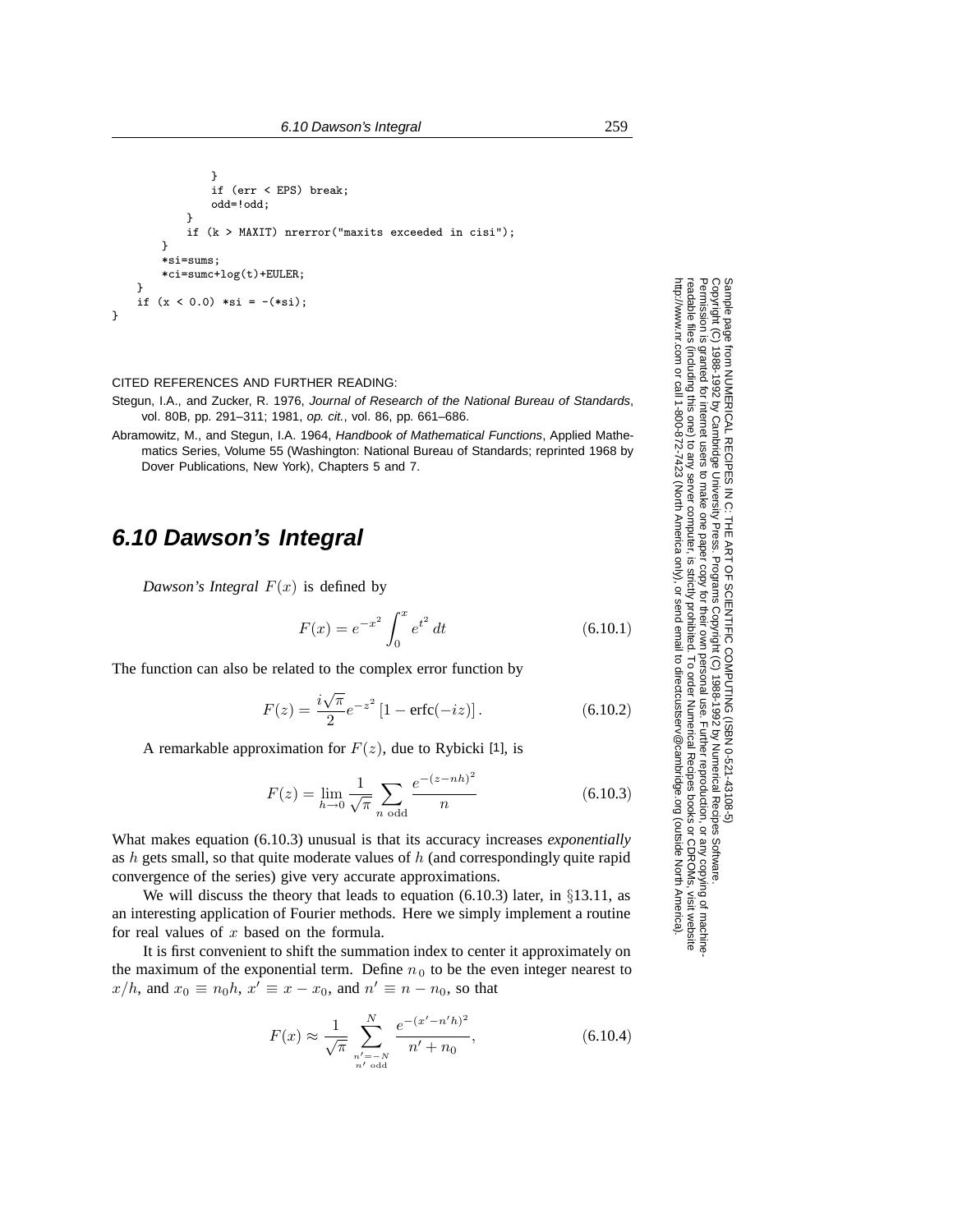```
            }
            if (err < EPS) break;
            odd=!odd;
        }
        if (k > MAXIT) nrerror("maxits exceeded in cisi");
    }
    *si=sums;
    *ci=sumc+log(t)+EULER;
  }
  if (x < 0.0) *si = -(*si);
}
```

CITED REFERENCES AND FURTHER READING:

Stegun, I.A., and Zucker, R. 1976, *Journal of Research of the National Bureau of Standards*, vol. 80B, pp. 291–311; 1981, *op. cit.*, vol. 86, pp. 661–686.

Abramowitz, M., and Stegun, I.A. 1964, *Handbook of Mathematical Functions*, Applied Mathematics Series, Volume 55 (Washington: National Bureau of Standards; reprinted 1968 by Dover Publications, New York), Chapters 5 and 7.

## 6.10 Dawson's Integral

*Dawson's Integral* $F(x)$ is defined by

$$F(x) = e^{-x^2} \int_0^x e^{t^2}\, dt \tag{6.10.1}$$

The function can also be related to the complex error function by

$$F(z) = \frac{i\sqrt{\pi}}{2} e^{-z^2} \left[1 - \text{erfc}(-iz)\right]. \tag{6.10.2}$$

A remarkable approximation for $F(z)$, due to Rybicki [1], is

$$F(z) = \lim_{h \to 0} \frac{1}{\sqrt{\pi}} \sum_{n \text{ odd}} \frac{e^{-(z-nh)^2}}{n} \tag{6.10.3}$$

What makes equation (6.10.3) unusual is that its accuracy increases *exponentially* as $h$ gets small, so that quite moderate values of $h$ (and correspondingly quite rapid convergence of the series) give very accurate approximations.

We will discuss the theory that leads to equation (6.10.3) later, in §13.11, as an interesting application of Fourier methods. Here we simply implement a routine for real values of $x$ based on the formula.

It is first convenient to shift the summation index to center it approximately on the maximum of the exponential term. Define $n_0$ to be the even integer nearest to $x/h$, and $x_0 \equiv n_0 h$, $x' \equiv x - x_0$, and $n' \equiv n - n_0$, so that

$$F(x) \approx \frac{1}{\sqrt{\pi}} \sum_{\substack{n'=-N \\ n' \text{ odd}}}^{N} \frac{e^{-(x'-n'h)^2}}{n' + n_0}, \tag{6.10.4}$$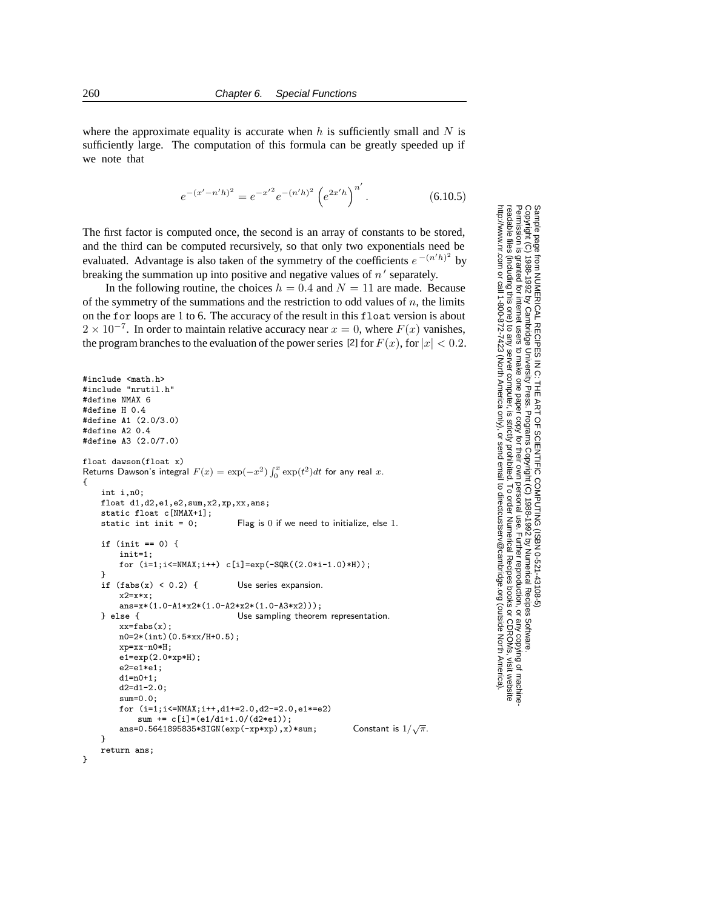where the approximate equality is accurate when $h$ is sufficiently small and $N$ is sufficiently large. The computation of this formula can be greatly speeded up if we note that

$$e^{-(x'-n'h)^2} = e^{-x'^2} e^{-(n'h)^2} \left(e^{2x'h}\right)^{n'}. \tag{6.10.5}$$

The first factor is computed once, the second is an array of constants to be stored, and the third can be computed recursively, so that only two exponentials need be evaluated. Advantage is also taken of the symmetry of the coefficients $e^{-(n'h)^2}$ by breaking the summation up into positive and negative values of $n'$ separately.

In the following routine, the choices $h = 0.4$ and $N = 11$ are made. Because of the symmetry of the summations and the restriction to odd values of $n$, the limits on the `for` loops are 1 to 6. The accuracy of the result in this `float` version is about $2 \times 10^{-7}$. In order to maintain relative accuracy near $x = 0$, where $F(x)$ vanishes, the program branches to the evaluation of the power series [2] for $F(x)$, for $|x| < 0.2$.

```
#include <math.h>
#include "nrutil.h"
#define NMAX 6
#define H 0.4
#define A1 (2.0/3.0)
#define A2 0.4
#define A3 (2.0/7.0)

float dawson(float x)
Returns Dawson's integral F(x) = exp(-x^2) ∫_0^x exp(t^2)dt for any real x.
{
    int i,n0;
    float d1,d2,e1,e2,sum,x2,xp,xx,ans;
    static float c[NMAX+1];
    static int init = 0;          Flag is 0 if we need to initialize, else 1.

    if (init == 0) {
        init=1;
        for (i=1;i<=NMAX;i++) c[i]=exp(-SQR((2.0*i-1.0)*H));
    }
    if (fabs(x) < 0.2) {          Use series expansion.
        x2=x*x;
        ans=x*(1.0-A1*x2*(1.0-A2*x2*(1.0-A3*x2)));
    } else {                      Use sampling theorem representation.
        xx=fabs(x);
        n0=2*(int)(0.5*xx/H+0.5);
        xp=xx-n0*H;
        e1=exp(2.0*xp*H);
        e2=e1*e1;
        d1=n0+1;
        d2=d1-2.0;
        sum=0.0;
        for (i=1;i<=NMAX;i++,d1+=2.0,d2-=2.0,e1*=e2)
            sum += c[i]*(e1/d1+1.0/(d2*e1));
        ans=0.5641895835*SIGN(exp(-xp*xp),x)*sum;      Constant is 1/sqrt(π).
    }
    return ans;
}
```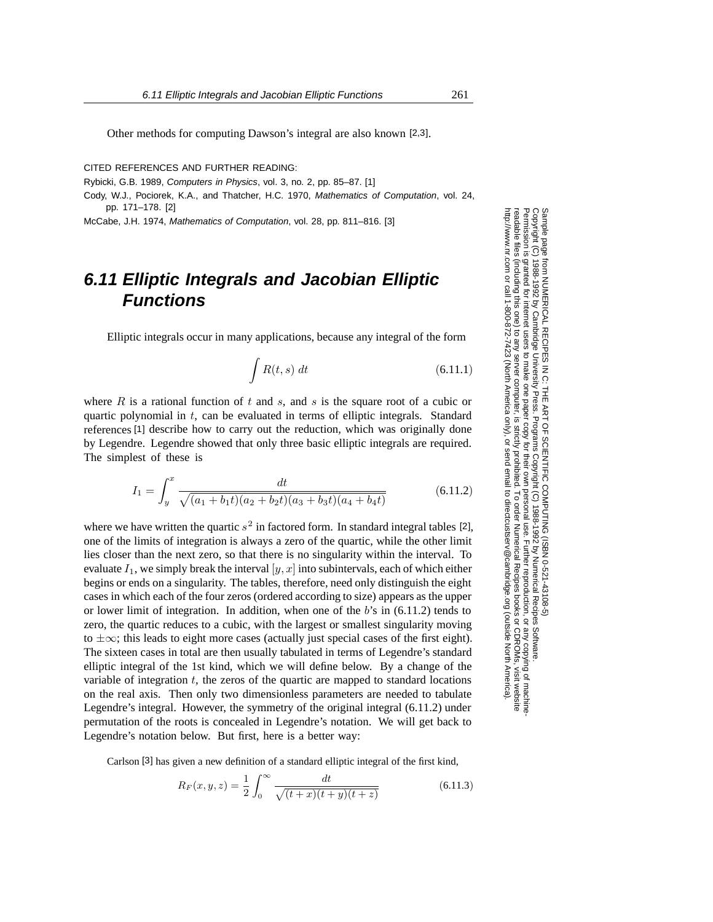Other methods for computing Dawson's integral are also known [2,3].

CITED REFERENCES AND FURTHER READING:

Rybicki, G.B. 1989, *Computers in Physics*, vol. 3, no. 2, pp. 85–87. [1]

Cody, W.J., Pociorek, K.A., and Thatcher, H.C. 1970, *Mathematics of Computation*, vol. 24, pp. 171–178. [2]

McCabe, J.H. 1974, *Mathematics of Computation*, vol. 28, pp. 811–816. [3]

## 6.11 Elliptic Integrals and Jacobian Elliptic Functions

Elliptic integrals occur in many applications, because any integral of the form

$$\int R(t, s)\, dt \tag{6.11.1}$$

where $R$ is a rational function of $t$ and $s$, and $s$ is the square root of a cubic or quartic polynomial in $t$, can be evaluated in terms of elliptic integrals. Standard references [1] describe how to carry out the reduction, which was originally done by Legendre. Legendre showed that only three basic elliptic integrals are required. The simplest of these is

$$I_1 = \int_y^x \frac{dt}{\sqrt{(a_1 + b_1 t)(a_2 + b_2 t)(a_3 + b_3 t)(a_4 + b_4 t)}} \tag{6.11.2}$$

where we have written the quartic $s^2$ in factored form. In standard integral tables [2], one of the limits of integration is always a zero of the quartic, while the other limit lies closer than the next zero, so that there is no singularity within the interval. To evaluate $I_1$, we simply break the interval $[y, x]$ into subintervals, each of which either begins or ends on a singularity. The tables, therefore, need only distinguish the eight cases in which each of the four zeros (ordered according to size) appears as the upper or lower limit of integration. In addition, when one of the $b$'s in (6.11.2) tends to zero, the quartic reduces to a cubic, with the largest or smallest singularity moving to $\pm\infty$; this leads to eight more cases (actually just special cases of the first eight). The sixteen cases in total are then usually tabulated in terms of Legendre's standard elliptic integral of the 1st kind, which we will define below. By a change of the variable of integration $t$, the zeros of the quartic are mapped to standard locations on the real axis. Then only two dimensionless parameters are needed to tabulate Legendre's integral. However, the symmetry of the original integral (6.11.2) under permutation of the roots is concealed in Legendre's notation. We will get back to Legendre's notation below. But first, here is a better way:

Carlson [3] has given a new definition of a standard elliptic integral of the first kind,

$$R_F(x, y, z) = \frac{1}{2} \int_0^\infty \frac{dt}{\sqrt{(t + x)(t + y)(t + z)}} \tag{6.11.3}$$